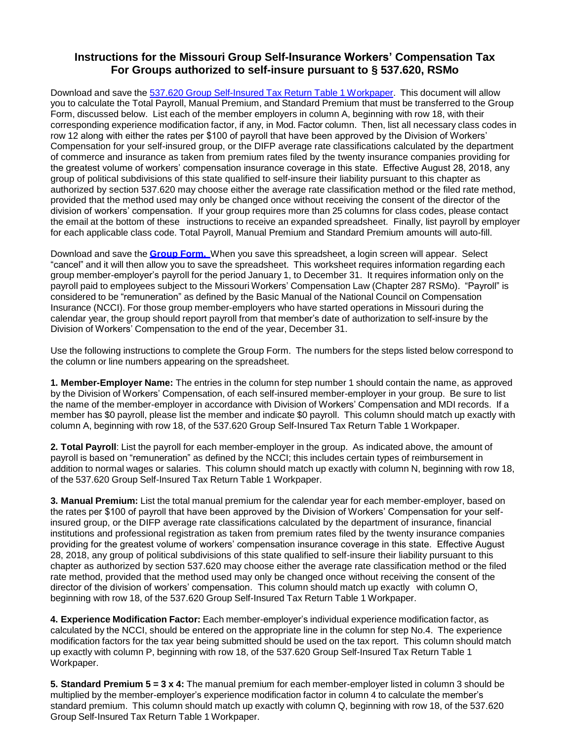# Instructions for the Missouri Group Self-Insurance Workers' Compensation Tax For Groups authorized to self-insure pursuant to § 537.620, RSMo

Download and save the [537.620 Group Self-Insured Tax Return Table 1 Workpaper](). This document will allow you to calculate the Total Payroll, Manual Premium, and Standard Premium that must be transferred to the Group Form, discussed below. List each of the member employers in column A, beginning with row 18, with their corresponding experience modification factor, if any, in Mod. Factor column. Then, list all necessary class codes in row 12 along with either the rates per $100 of payroll that have been approved by the Division of Workers' Compensation for your self-insured group, or the DIFP average rate classifications calculated by the department of commerce and insurance as taken from premium rates filed by the twenty insurance companies providing for the greatest volume of workers' compensation insurance coverage in this state. Effective August 28, 2018, any group of political subdivisions of this state qualified to self-insure their liability pursuant to this chapter as authorized by section 537.620 may choose either the average rate classification method or the filed rate method, provided that the method used may only be changed once without receiving the consent of the director of the division of workers' compensation. If your group requires more than 25 columns for class codes, please contact the email at the bottom of these instructions to receive an expanded spreadsheet. Finally, list payroll by employer for each applicable class code. Total Payroll, Manual Premium and Standard Premium amounts will auto-fill.

Download and save the **[Group Form.]()** When you save this spreadsheet, a login screen will appear. Select "cancel" and it will then allow you to save the spreadsheet. This worksheet requires information regarding each group member-employer's payroll for the period January 1, to December 31. It requires information only on the payroll paid to employees subject to the Missouri Workers' Compensation Law (Chapter 287 RSMo). "Payroll" is considered to be "remuneration" as defined by the Basic Manual of the National Council on Compensation Insurance (NCCI). For those group member-employers who have started operations in Missouri during the calendar year, the group should report payroll from that member's date of authorization to self-insure by the Division of Workers' Compensation to the end of the year, December 31.

Use the following instructions to complete the Group Form. The numbers for the steps listed below correspond to the column or line numbers appearing on the spreadsheet.

**1. Member-Employer Name:** The entries in the column for step number 1 should contain the name, as approved by the Division of Workers' Compensation, of each self-insured member-employer in your group. Be sure to list the name of the member-employer in accordance with Division of Workers' Compensation and MDI records. If a member has $0 payroll, please list the member and indicate $0 payroll. This column should match up exactly with column A, beginning with row 18, of the 537.620 Group Self-Insured Tax Return Table 1 Workpaper.

**2. Total Payroll**: List the payroll for each member-employer in the group. As indicated above, the amount of payroll is based on "remuneration" as defined by the NCCI; this includes certain types of reimbursement in addition to normal wages or salaries. This column should match up exactly with column N, beginning with row 18, of the 537.620 Group Self-Insured Tax Return Table 1 Workpaper.

**3. Manual Premium:** List the total manual premium for the calendar year for each member-employer, based on the rates per $100 of payroll that have been approved by the Division of Workers' Compensation for your self-insured group, or the DIFP average rate classifications calculated by the department of insurance, financial institutions and professional registration as taken from premium rates filed by the twenty insurance companies providing for the greatest volume of workers' compensation insurance coverage in this state. Effective August 28, 2018, any group of political subdivisions of this state qualified to self-insure their liability pursuant to this chapter as authorized by section 537.620 may choose either the average rate classification method or the filed rate method, provided that the method used may only be changed once without receiving the consent of the director of the division of workers' compensation. This column should match up exactly with column O, beginning with row 18, of the 537.620 Group Self-Insured Tax Return Table 1 Workpaper.

**4. Experience Modification Factor:** Each member-employer's individual experience modification factor, as calculated by the NCCI, should be entered on the appropriate line in the column for step No.4. The experience modification factors for the tax year being submitted should be used on the tax report. This column should match up exactly with column P, beginning with row 18, of the 537.620 Group Self-Insured Tax Return Table 1 Workpaper.

**5. Standard Premium 5 = 3 x 4:** The manual premium for each member-employer listed in column 3 should be multiplied by the member-employer's experience modification factor in column 4 to calculate the member's standard premium. This column should match up exactly with column Q, beginning with row 18, of the 537.620 Group Self-Insured Tax Return Table 1 Workpaper.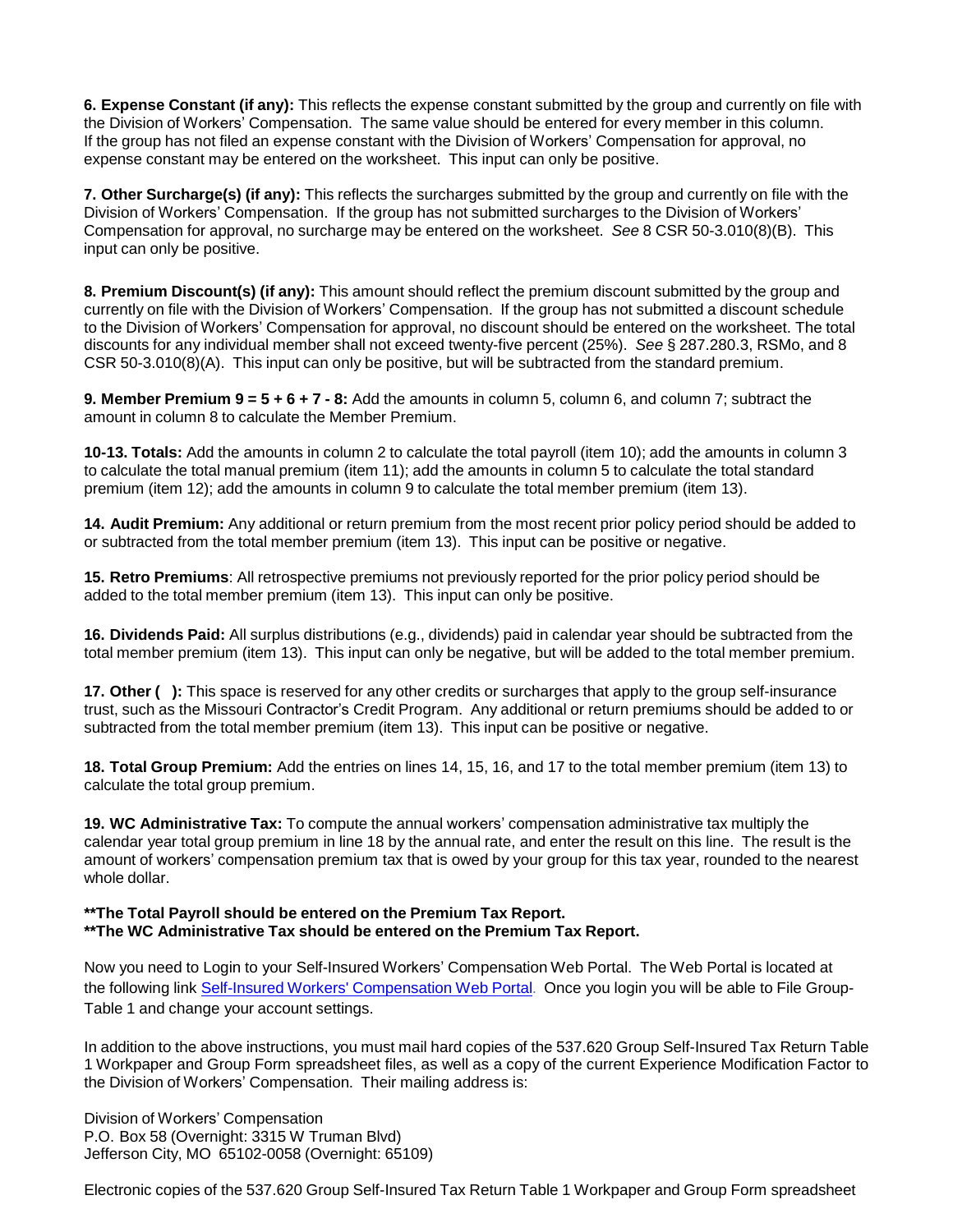**6. Expense Constant (if any):** This reflects the expense constant submitted by the group and currently on file with the Division of Workers' Compensation. The same value should be entered for every member in this column. If the group has not filed an expense constant with the Division of Workers' Compensation for approval, no expense constant may be entered on the worksheet. This input can only be positive.

**7. Other Surcharge(s) (if any):** This reflects the surcharges submitted by the group and currently on file with the Division of Workers' Compensation. If the group has not submitted surcharges to the Division of Workers' Compensation for approval, no surcharge may be entered on the worksheet. *See* 8 CSR 50-3.010(8)(B). This input can only be positive.

**8. Premium Discount(s) (if any):** This amount should reflect the premium discount submitted by the group and currently on file with the Division of Workers' Compensation. If the group has not submitted a discount schedule to the Division of Workers' Compensation for approval, no discount should be entered on the worksheet. The total discounts for any individual member shall not exceed twenty-five percent (25%). *See* § 287.280.3, RSMo, and 8 CSR 50-3.010(8)(A). This input can only be positive, but will be subtracted from the standard premium.

**9. Member Premium 9 = 5 + 6 + 7 - 8:** Add the amounts in column 5, column 6, and column 7; subtract the amount in column 8 to calculate the Member Premium.

**10-13. Totals:** Add the amounts in column 2 to calculate the total payroll (item 10); add the amounts in column 3 to calculate the total manual premium (item 11); add the amounts in column 5 to calculate the total standard premium (item 12); add the amounts in column 9 to calculate the total member premium (item 13).

**14. Audit Premium:** Any additional or return premium from the most recent prior policy period should be added to or subtracted from the total member premium (item 13). This input can be positive or negative.

**15. Retro Premiums**: All retrospective premiums not previously reported for the prior policy period should be added to the total member premium (item 13). This input can only be positive.

**16. Dividends Paid:** All surplus distributions (e.g., dividends) paid in calendar year should be subtracted from the total member premium (item 13). This input can only be negative, but will be added to the total member premium.

**17. Other ( ):** This space is reserved for any other credits or surcharges that apply to the group self-insurance trust, such as the Missouri Contractor's Credit Program. Any additional or return premiums should be added to or subtracted from the total member premium (item 13). This input can be positive or negative.

**18. Total Group Premium:** Add the entries on lines 14, 15, 16, and 17 to the total member premium (item 13) to calculate the total group premium.

**19. WC Administrative Tax:** To compute the annual workers' compensation administrative tax multiply the calendar year total group premium in line 18 by the annual rate, and enter the result on this line. The result is the amount of workers' compensation premium tax that is owed by your group for this tax year, rounded to the nearest whole dollar.

**\*\*The Total Payroll should be entered on the Premium Tax Report.**
**\*\*The WC Administrative Tax should be entered on the Premium Tax Report.**

Now you need to Login to your Self-Insured Workers' Compensation Web Portal. The Web Portal is located at the following link Self-Insured Workers' Compensation Web Portal. Once you login you will be able to File Group-Table 1 and change your account settings.

In addition to the above instructions, you must mail hard copies of the 537.620 Group Self-Insured Tax Return Table 1 Workpaper and Group Form spreadsheet files, as well as a copy of the current Experience Modification Factor to the Division of Workers' Compensation. Their mailing address is:

Division of Workers' Compensation
P.O. Box 58 (Overnight: 3315 W Truman Blvd)
Jefferson City, MO 65102-0058 (Overnight: 65109)

Electronic copies of the 537.620 Group Self-Insured Tax Return Table 1 Workpaper and Group Form spreadsheet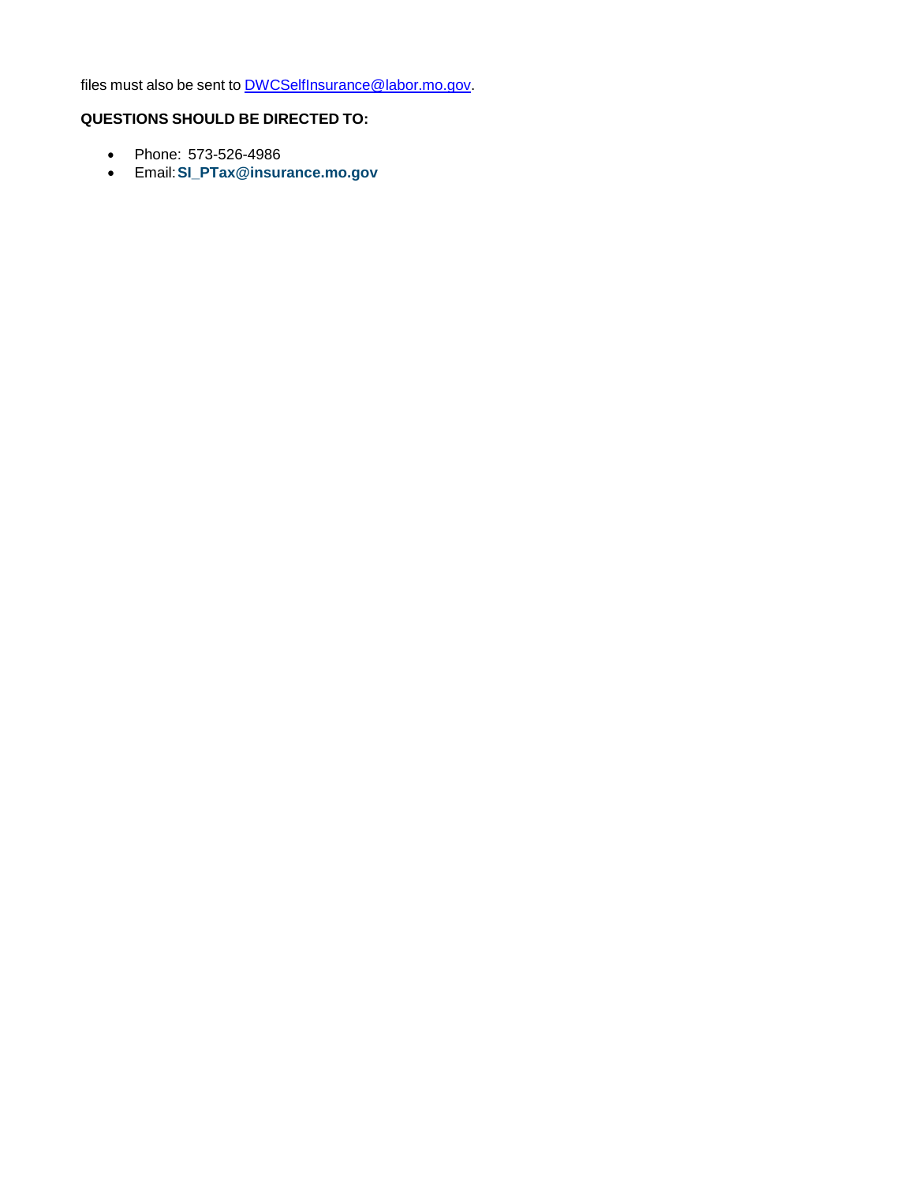files must also be sent to DWCSelfInsurance@labor.mo.gov.

**QUESTIONS SHOULD BE DIRECTED TO:**

- Phone: 573-526-4986
- Email: **SI_PTax@insurance.mo.gov**